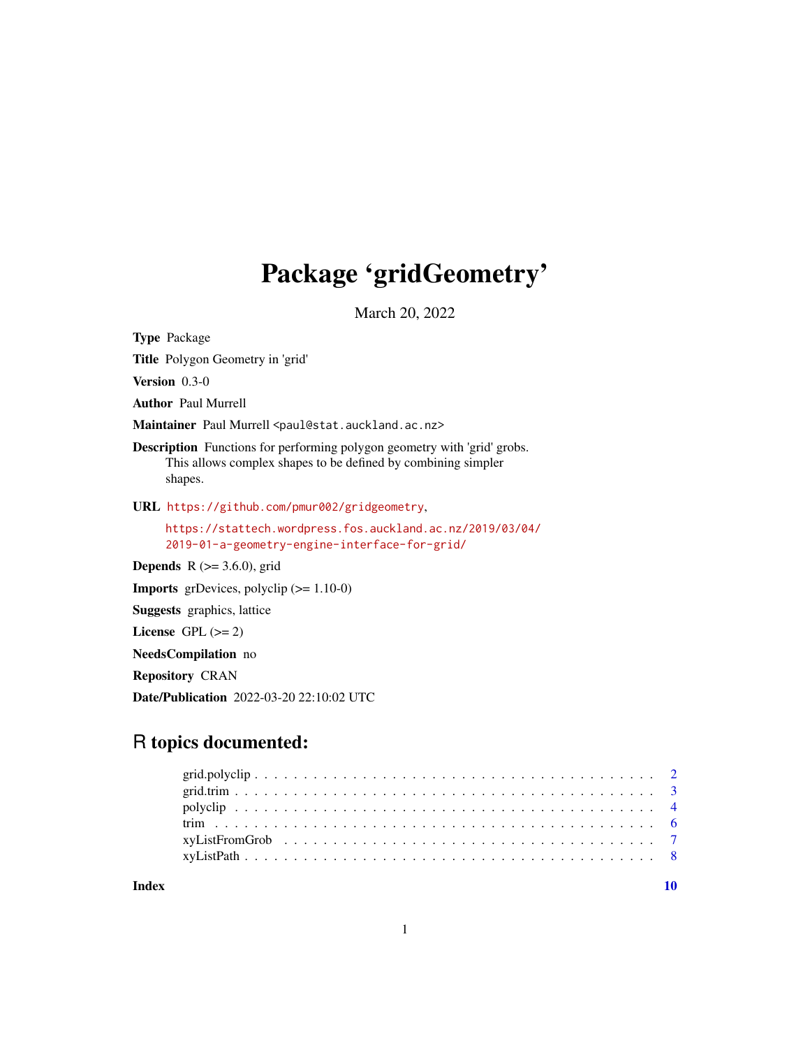# Package 'gridGeometry'

March 20, 2022

**Type** Package

**Title** Polygon Geometry in 'grid'

**Version** 0.3-0

**Author** Paul Murrell

**Maintainer** Paul Murrell <paul@stat.auckland.ac.nz>

**Description** Functions for performing polygon geometry with 'grid' grobs. This allows complex shapes to be defined by combining simpler shapes.

**URL** https://github.com/pmur002/gridgeometry, https://stattech.wordpress.fos.auckland.ac.nz/2019/03/04/2019-01-a-geometry-engine-interface-for-grid/

**Depends** R (>= 3.6.0), grid

**Imports** grDevices, polyclip (>= 1.10-0)

**Suggests** graphics, lattice

**License** GPL (>= 2)

**NeedsCompilation** no

**Repository** CRAN

**Date/Publication** 2022-03-20 22:10:02 UTC

## R topics documented:

- grid.polyclip . . . . . . . . . . . . . . . . . . . . . . . . . . . . . . . . . . . . . . 2
- grid.trim . . . . . . . . . . . . . . . . . . . . . . . . . . . . . . . . . . . . . . . . . 3
- polyclip . . . . . . . . . . . . . . . . . . . . . . . . . . . . . . . . . . . . . . . . . . 4
- trim . . . . . . . . . . . . . . . . . . . . . . . . . . . . . . . . . . . . . . . . . . . . 6
- xyListFromGrob . . . . . . . . . . . . . . . . . . . . . . . . . . . . . . . . . . . . . 7
- xyListPath . . . . . . . . . . . . . . . . . . . . . . . . . . . . . . . . . . . . . . . . 8

**Index** 10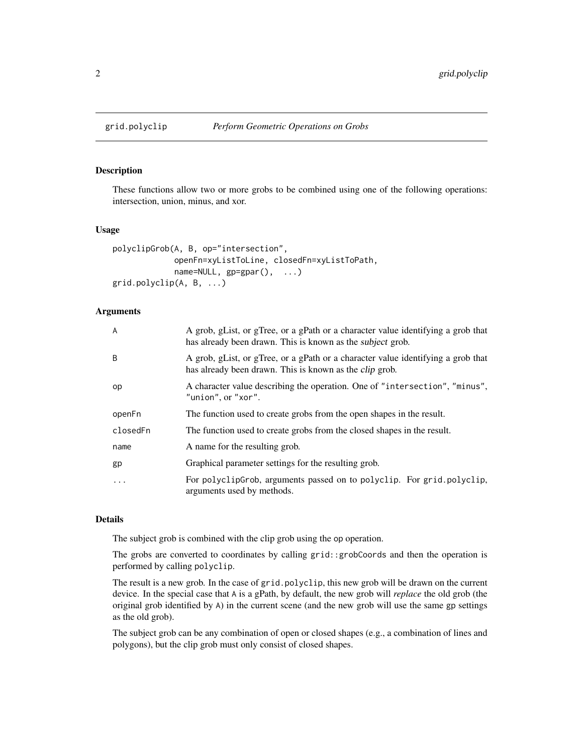# grid.polyclip — *Perform Geometric Operations on Grobs*

## Description

These functions allow two or more grobs to be combined using one of the following operations: intersection, union, minus, and xor.

## Usage

```
polyclipGrob(A, B, op="intersection",
             openFn=xyListToLine, closedFn=xyListToPath,
             name=NULL, gp=gpar(),  ...)
grid.polyclip(A, B, ...)
```

## Arguments

| | |
|---|---|
| `A` | A grob, gList, or gTree, or a gPath or a character value identifying a grob that has already been drawn. This is known as the *subject* grob. |
| `B` | A grob, gList, or gTree, or a gPath or a character value identifying a grob that has already been drawn. This is known as the *clip* grob. |
| `op` | A character value describing the operation. One of `"intersection"`, `"minus"`, `"union"`, or `"xor"`. |
| `openFn` | The function used to create grobs from the open shapes in the result. |
| `closedFn` | The function used to create grobs from the closed shapes in the result. |
| `name` | A name for the resulting grob. |
| `gp` | Graphical parameter settings for the resulting grob. |
| `...` | For `polyclipGrob`, arguments passed on to `polyclip`. For `grid.polyclip`, arguments used by methods. |

## Details

The subject grob is combined with the clip grob using the `op` operation.

The grobs are converted to coordinates by calling `grid::grobCoords` and then the operation is performed by calling `polyclip`.

The result is a new grob. In the case of `grid.polyclip`, this new grob will be drawn on the current device. In the special case that `A` is a gPath, by default, the new grob will *replace* the old grob (the original grob identified by `A`) in the current scene (and the new grob will use the same `gp` settings as the old grob).

The subject grob can be any combination of open or closed shapes (e.g., a combination of lines and polygons), but the clip grob must only consist of closed shapes.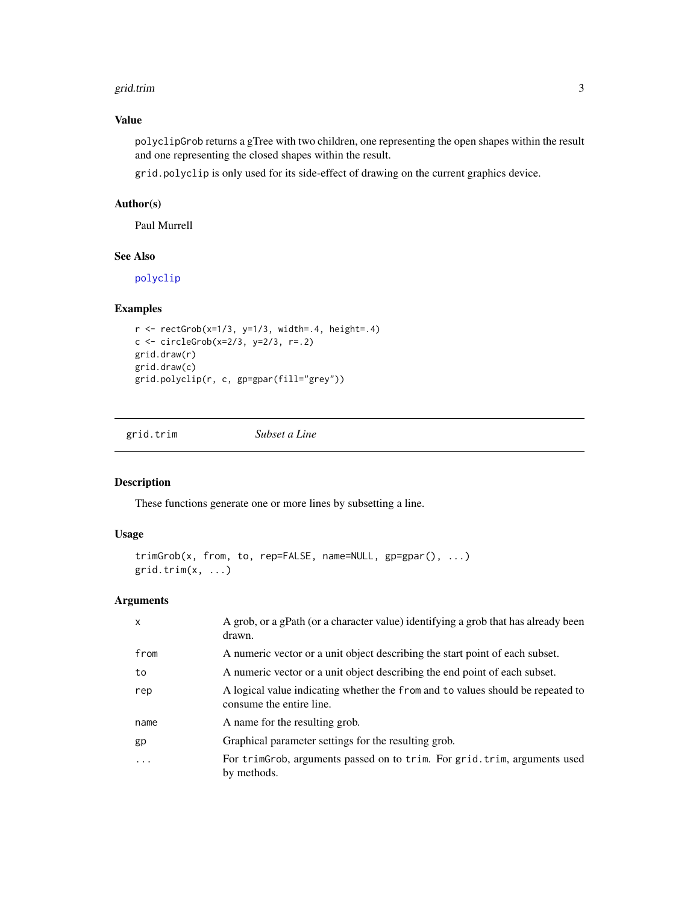### Value

`polyclipGrob` returns a gTree with two children, one representing the open shapes within the result and one representing the closed shapes within the result.

`grid.polyclip` is only used for its side-effect of drawing on the current graphics device.

### Author(s)

Paul Murrell

### See Also

`polyclip`

### Examples

```
r <- rectGrob(x=1/3, y=1/3, width=.4, height=.4)
c <- circleGrob(x=2/3, y=2/3, r=.2)
grid.draw(r)
grid.draw(c)
grid.polyclip(r, c, gp=gpar(fill="grey"))
```

---

## `grid.trim` *Subset a Line*

### Description

These functions generate one or more lines by subsetting a line.

### Usage

```
trimGrob(x, from, to, rep=FALSE, name=NULL, gp=gpar(), ...)
grid.trim(x, ...)
```

### Arguments

| | |
|---|---|
| `x` | A grob, or a gPath (or a character value) identifying a grob that has already been drawn. |
| `from` | A numeric vector or a unit object describing the start point of each subset. |
| `to` | A numeric vector or a unit object describing the end point of each subset. |
| `rep` | A logical value indicating whether the `from` and `to` values should be repeated to consume the entire line. |
| `name` | A name for the resulting grob. |
| `gp` | Graphical parameter settings for the resulting grob. |
| `...` | For `trimGrob`, arguments passed on to `trim`. For `grid.trim`, arguments used by methods. |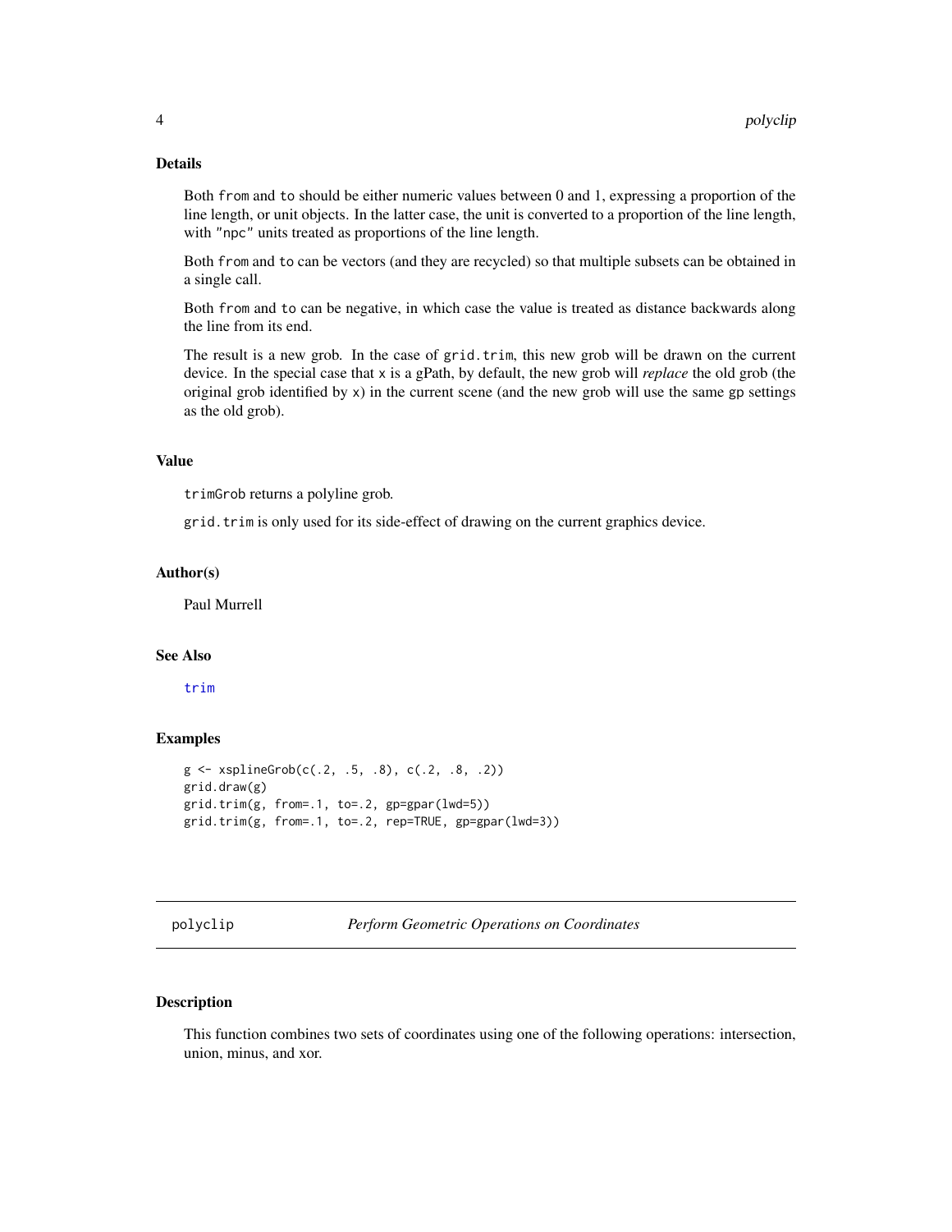### Details

Both `from` and `to` should be either numeric values between 0 and 1, expressing a proportion of the line length, or unit objects. In the latter case, the unit is converted to a proportion of the line length, with `"npc"` units treated as proportions of the line length.

Both `from` and `to` can be vectors (and they are recycled) so that multiple subsets can be obtained in a single call.

Both `from` and `to` can be negative, in which case the value is treated as distance backwards along the line from its end.

The result is a new grob. In the case of `grid.trim`, this new grob will be drawn on the current device. In the special case that `x` is a gPath, by default, the new grob will *replace* the old grob (the original grob identified by `x`) in the current scene (and the new grob will use the same `gp` settings as the old grob).

### Value

`trimGrob` returns a polyline grob.

`grid.trim` is only used for its side-effect of drawing on the current graphics device.

### Author(s)

Paul Murrell

### See Also

`trim`

### Examples

```
g <- xsplineGrob(c(.2, .5, .8), c(.2, .8, .2))
grid.draw(g)
grid.trim(g, from=.1, to=.2, gp=gpar(lwd=5))
grid.trim(g, from=.1, to=.2, rep=TRUE, gp=gpar(lwd=3))
```

---

## polyclip — *Perform Geometric Operations on Coordinates*

### Description

This function combines two sets of coordinates using one of the following operations: intersection, union, minus, and xor.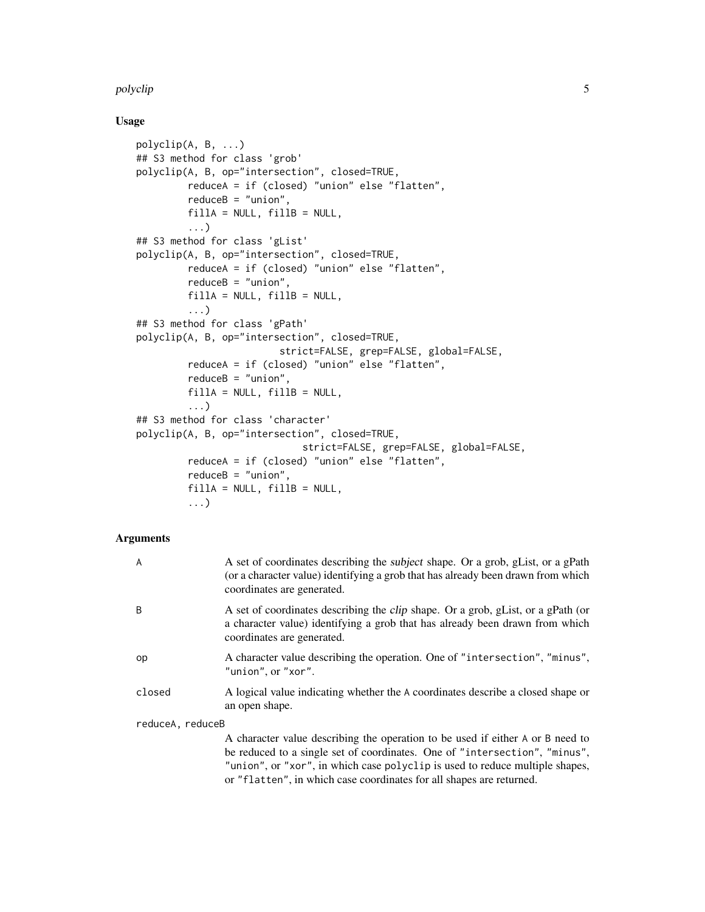## Usage

```
polyclip(A, B, ...)
## S3 method for class 'grob'
polyclip(A, B, op="intersection", closed=TRUE,
         reduceA = if (closed) "union" else "flatten",
         reduceB = "union",
         fillA = NULL, fillB = NULL,
         ...)
## S3 method for class 'gList'
polyclip(A, B, op="intersection", closed=TRUE,
         reduceA = if (closed) "union" else "flatten",
         reduceB = "union",
         fillA = NULL, fillB = NULL,
         ...)
## S3 method for class 'gPath'
polyclip(A, B, op="intersection", closed=TRUE,
                         strict=FALSE, grep=FALSE, global=FALSE,
         reduceA = if (closed) "union" else "flatten",
         reduceB = "union",
         fillA = NULL, fillB = NULL,
         ...)
## S3 method for class 'character'
polyclip(A, B, op="intersection", closed=TRUE,
                              strict=FALSE, grep=FALSE, global=FALSE,
         reduceA = if (closed) "union" else "flatten",
         reduceB = "union",
         fillA = NULL, fillB = NULL,
         ...)
```

## Arguments

`A`
: A set of coordinates describing the *subject* shape. Or a grob, gList, or a gPath (or a character value) identifying a grob that has already been drawn from which coordinates are generated.

`B`
: A set of coordinates describing the *clip* shape. Or a grob, gList, or a gPath (or a character value) identifying a grob that has already been drawn from which coordinates are generated.

`op`
: A character value describing the operation. One of `"intersection"`, `"minus"`, `"union"`, or `"xor"`.

`closed`
: A logical value indicating whether the `A` coordinates describe a closed shape or an open shape.

`reduceA, reduceB`
: A character value describing the operation to be used if either `A` or `B` need to be reduced to a single set of coordinates. One of `"intersection"`, `"minus"`, `"union"`, or `"xor"`, in which case `polyclip` is used to reduce multiple shapes, or `"flatten"`, in which case coordinates for all shapes are returned.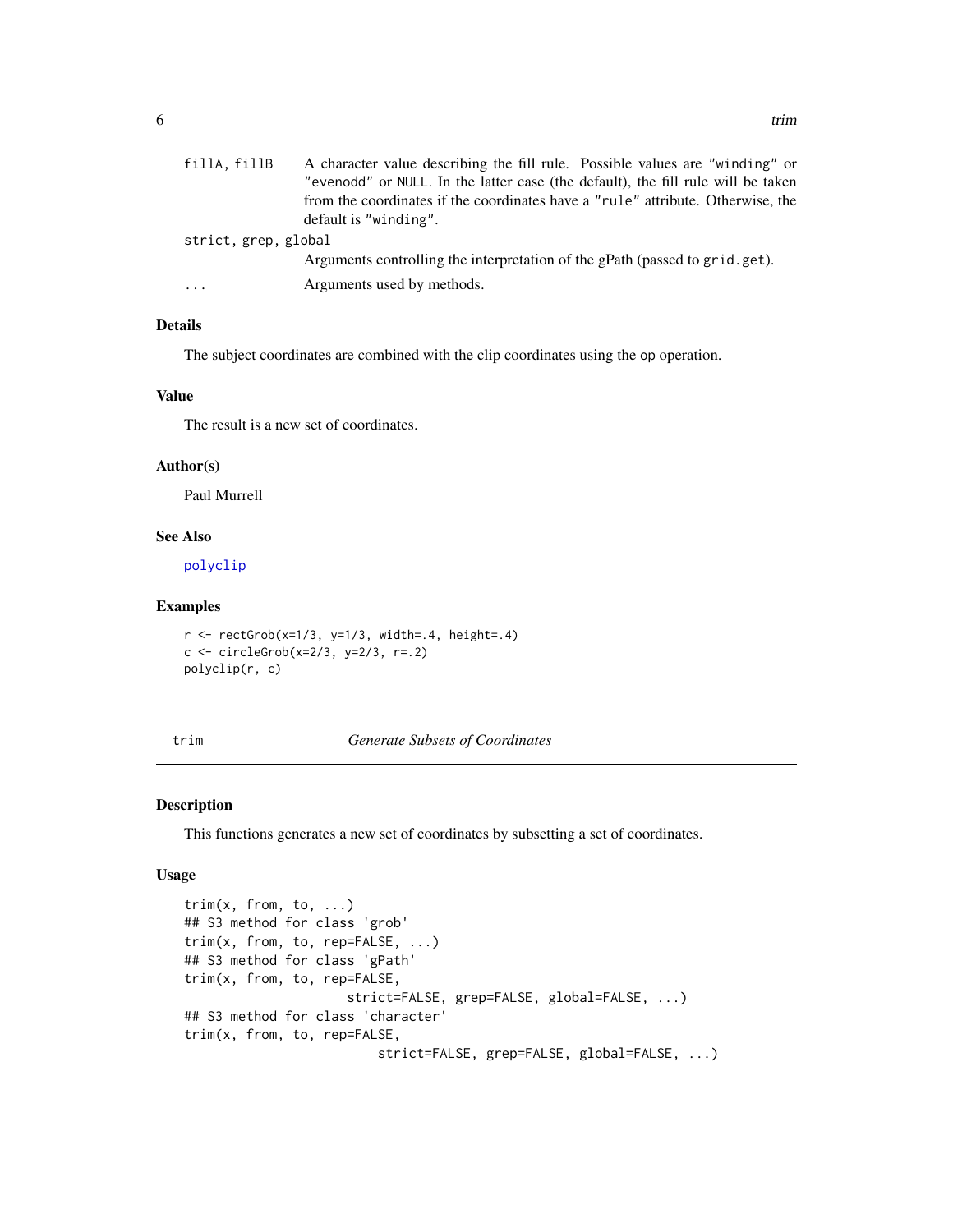| | |
|---|---|
| fillA, fillB | A character value describing the fill rule. Possible values are "winding" or "evenodd" or NULL. In the latter case (the default), the fill rule will be taken from the coordinates if the coordinates have a "rule" attribute. Otherwise, the default is "winding". |
| strict, grep, global | Arguments controlling the interpretation of the gPath (passed to grid.get). |
| ... | Arguments used by methods. |

### Details

The subject coordinates are combined with the clip coordinates using the op operation.

### Value

The result is a new set of coordinates.

### Author(s)

Paul Murrell

### See Also

polyclip

### Examples

```
r <- rectGrob(x=1/3, y=1/3, width=.4, height=.4)
c <- circleGrob(x=2/3, y=2/3, r=.2)
polyclip(r, c)
```

---

## trim — *Generate Subsets of Coordinates*

### Description

This functions generates a new set of coordinates by subsetting a set of coordinates.

### Usage

```
trim(x, from, to, ...)
## S3 method for class 'grob'
trim(x, from, to, rep=FALSE, ...)
## S3 method for class 'gPath'
trim(x, from, to, rep=FALSE,
                     strict=FALSE, grep=FALSE, global=FALSE, ...)
## S3 method for class 'character'
trim(x, from, to, rep=FALSE,
                        strict=FALSE, grep=FALSE, global=FALSE, ...)
```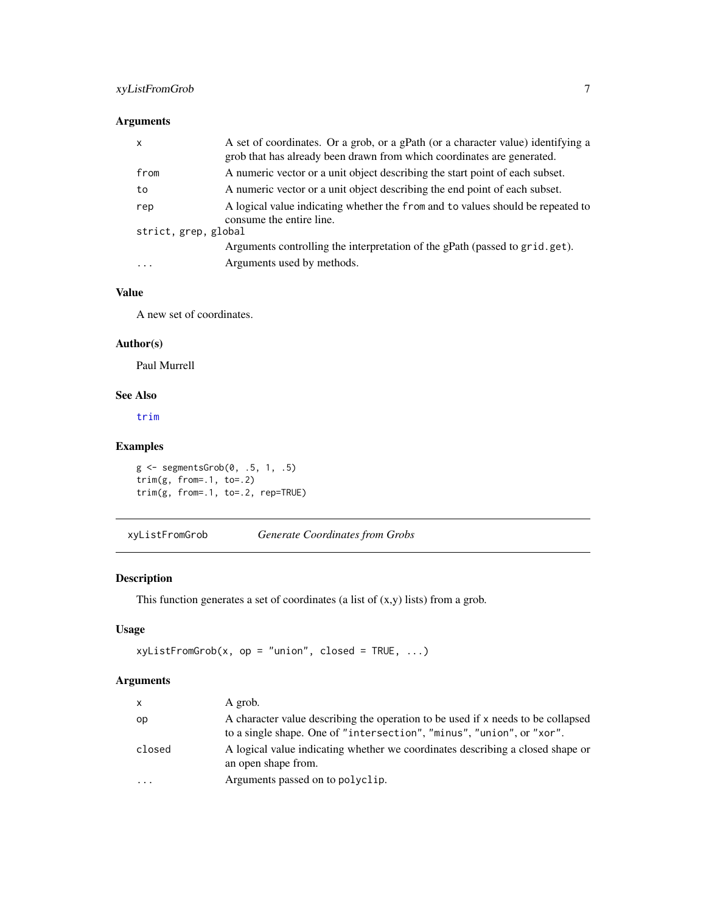### Arguments

| | |
|---|---|
| `x` | A set of coordinates. Or a grob, or a gPath (or a character value) identifying a grob that has already been drawn from which coordinates are generated. |
| `from` | A numeric vector or a unit object describing the start point of each subset. |
| `to` | A numeric vector or a unit object describing the end point of each subset. |
| `rep` | A logical value indicating whether the `from` and `to` values should be repeated to consume the entire line. |
| `strict, grep, global` | Arguments controlling the interpretation of the gPath (passed to `grid.get`). |
| `...` | Arguments used by methods. |

### Value

A new set of coordinates.

### Author(s)

Paul Murrell

### See Also

`trim`

### Examples

```
g <- segmentsGrob(0, .5, 1, .5)
trim(g, from=.1, to=.2)
trim(g, from=.1, to=.2, rep=TRUE)
```

---

## xyListFromGrob — *Generate Coordinates from Grobs*

### Description

This function generates a set of coordinates (a list of (x,y) lists) from a grob.

### Usage

```
xyListFromGrob(x, op = "union", closed = TRUE, ...)
```

### Arguments

| | |
|---|---|
| `x` | A grob. |
| `op` | A character value describing the operation to be used if `x` needs to be collapsed to a single shape. One of `"intersection"`, `"minus"`, `"union"`, or `"xor"`. |
| `closed` | A logical value indicating whether we coordinates describing a closed shape or an open shape from. |
| `...` | Arguments passed on to `polyclip`. |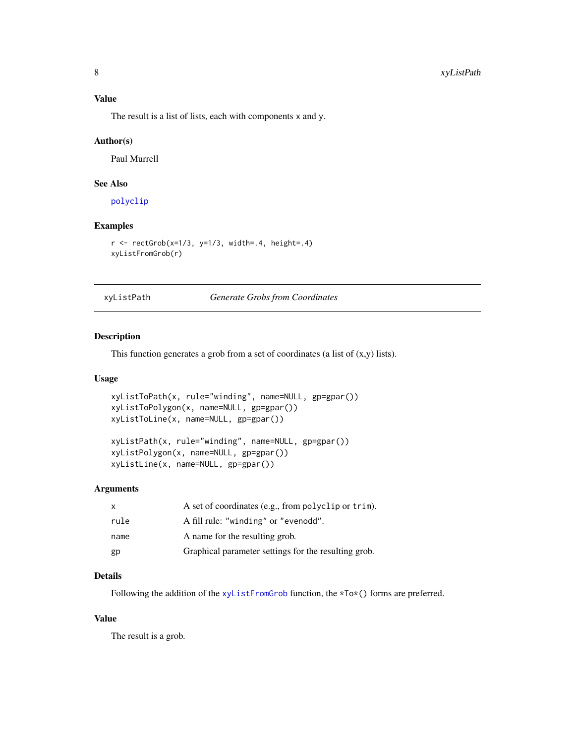### Value

The result is a list of lists, each with components x and y.

### Author(s)

Paul Murrell

### See Also

polyclip

### Examples

```
r <- rectGrob(x=1/3, y=1/3, width=.4, height=.4)
xyListFromGrob(r)
```

---

## xyListPath — *Generate Grobs from Coordinates*

---

### Description

This function generates a grob from a set of coordinates (a list of (x,y) lists).

### Usage

```
xyListToPath(x, rule="winding", name=NULL, gp=gpar())
xyListToPolygon(x, name=NULL, gp=gpar())
xyListToLine(x, name=NULL, gp=gpar())

xyListPath(x, rule="winding", name=NULL, gp=gpar())
xyListPolygon(x, name=NULL, gp=gpar())
xyListLine(x, name=NULL, gp=gpar())
```

### Arguments

| | |
|---|---|
| x | A set of coordinates (e.g., from polyclip or trim). |
| rule | A fill rule: "winding" or "evenodd". |
| name | A name for the resulting grob. |
| gp | Graphical parameter settings for the resulting grob. |

### Details

Following the addition of the xyListFromGrob function, the *To*() forms are preferred.

### Value

The result is a grob.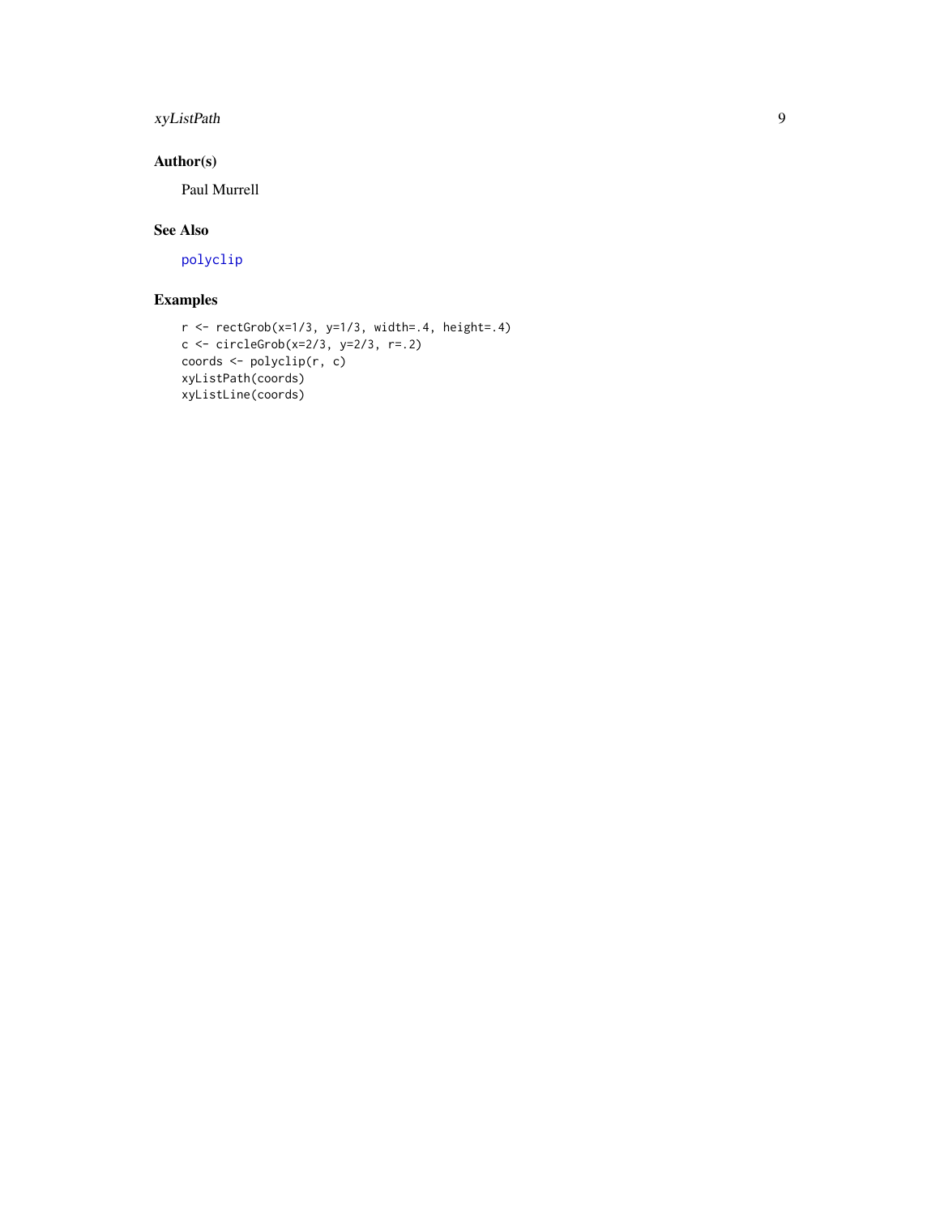## Author(s)

Paul Murrell

## See Also

polyclip

## Examples

```
r <- rectGrob(x=1/3, y=1/3, width=.4, height=.4)
c <- circleGrob(x=2/3, y=2/3, r=.2)
coords <- polyclip(r, c)
xyListPath(coords)
xyListLine(coords)
```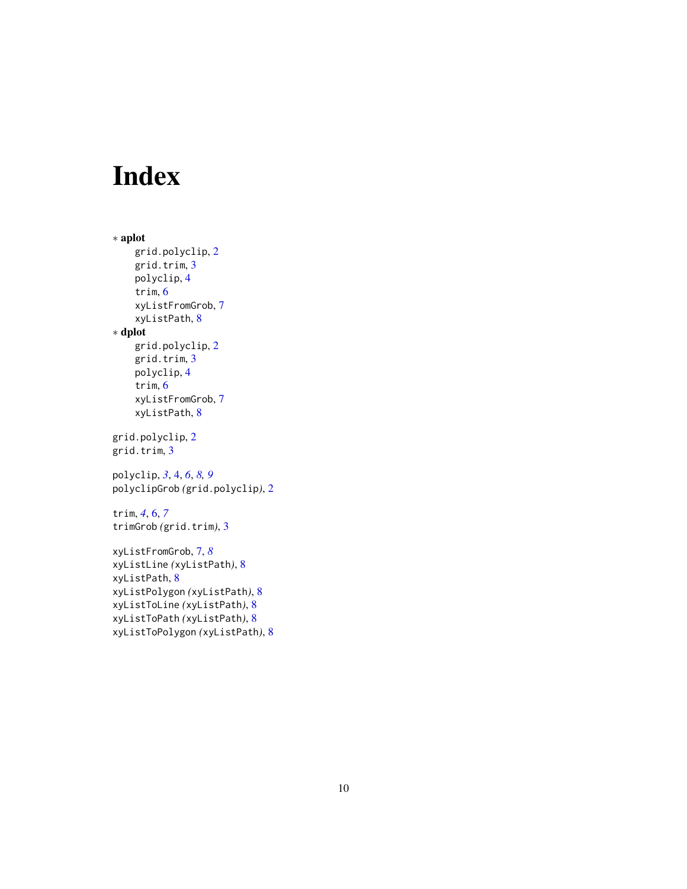# Index

∗ **aplot**

    grid.polyclip, 2
    grid.trim, 3
    polyclip, 4
    trim, 6
    xyListFromGrob, 7
    xyListPath, 8

∗ **dplot**

    grid.polyclip, 2
    grid.trim, 3
    polyclip, 4
    trim, 6
    xyListFromGrob, 7
    xyListPath, 8

grid.polyclip, 2
grid.trim, 3

polyclip, *3*, 4, *6*, *8, 9*
polyclipGrob *(*grid.polyclip*)*, 2

trim, *4*, 6, *7*
trimGrob *(*grid.trim*)*, 3

xyListFromGrob, 7, *8*
xyListLine *(*xyListPath*)*, 8
xyListPath, 8
xyListPolygon *(*xyListPath*)*, 8
xyListToLine *(*xyListPath*)*, 8
xyListToPath *(*xyListPath*)*, 8
xyListToPolygon *(*xyListPath*)*, 8